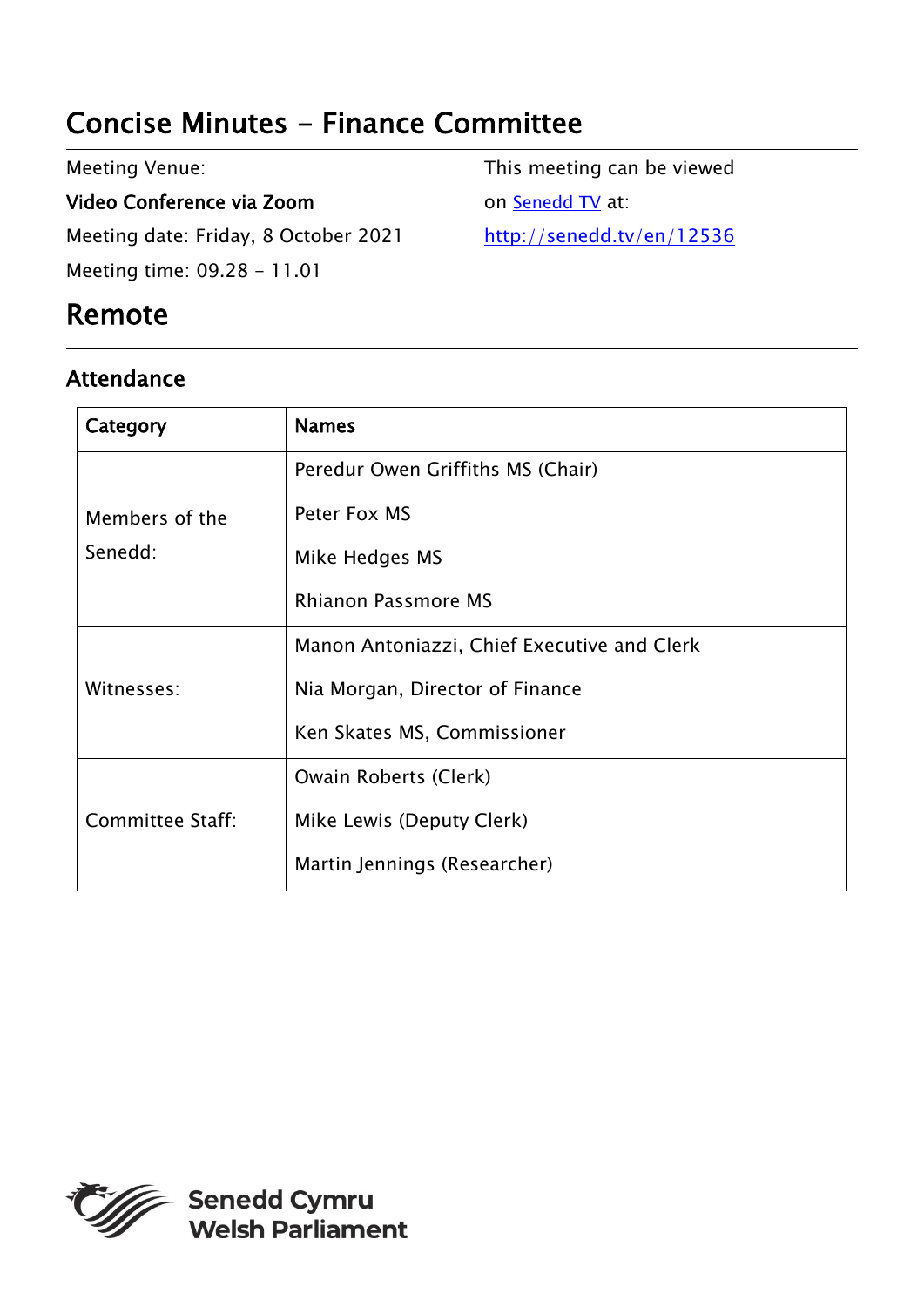# Concise Minutes - Finance Committee

Meeting Venue:

**Video Conference via Zoom**

Meeting date: Friday, 8 October 2021

Meeting time: 09.28 - 11.01

This meeting can be viewed on [Senedd TV](http://senedd.tv/en/12536) at:

http://senedd.tv/en/12536

## Remote

### Attendance

| Category | Names |
|---|---|
| Members of the Senedd: | Peredur Owen Griffiths MS (Chair)<br>Peter Fox MS<br>Mike Hedges MS<br>Rhianon Passmore MS |
| Witnesses: | Manon Antoniazzi, Chief Executive and Clerk<br>Nia Morgan, Director of Finance<br>Ken Skates MS, Commissioner |
| Committee Staff: | Owain Roberts (Clerk)<br>Mike Lewis (Deputy Clerk)<br>Martin Jennings (Researcher) |

Senedd Cymru
Welsh Parliament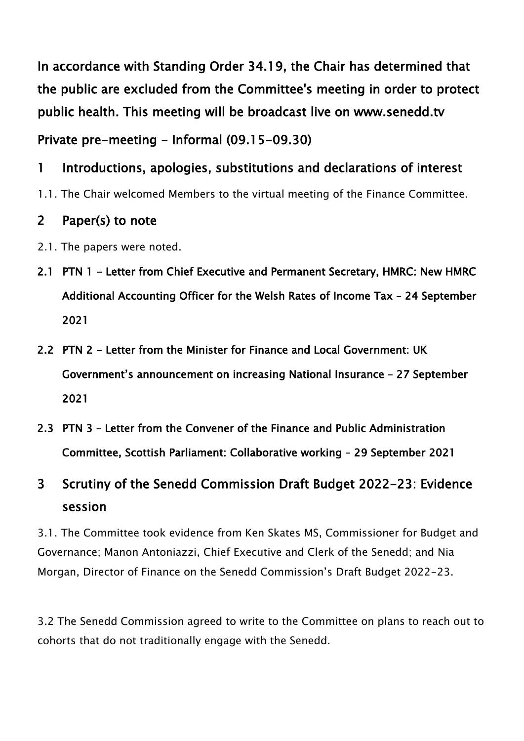**In accordance with Standing Order 34.19, the Chair has determined that the public are excluded from the Committee's meeting in order to protect public health. This meeting will be broadcast live on www.senedd.tv**

**Private pre-meeting - Informal (09.15-09.30)**

## 1 Introductions, apologies, substitutions and declarations of interest

1.1. The Chair welcomed Members to the virtual meeting of the Finance Committee.

## 2 Paper(s) to note

2.1. The papers were noted.

### 2.1 PTN 1 - Letter from Chief Executive and Permanent Secretary, HMRC: New HMRC Additional Accounting Officer for the Welsh Rates of Income Tax – 24 September 2021

### 2.2 PTN 2 - Letter from the Minister for Finance and Local Government: UK Government's announcement on increasing National Insurance – 27 September 2021

### 2.3 PTN 3 – Letter from the Convener of the Finance and Public Administration Committee, Scottish Parliament: Collaborative working – 29 September 2021

## 3 Scrutiny of the Senedd Commission Draft Budget 2022-23: Evidence session

3.1. The Committee took evidence from Ken Skates MS, Commissioner for Budget and Governance; Manon Antoniazzi, Chief Executive and Clerk of the Senedd; and Nia Morgan, Director of Finance on the Senedd Commission's Draft Budget 2022-23.

3.2 The Senedd Commission agreed to write to the Committee on plans to reach out to cohorts that do not traditionally engage with the Senedd.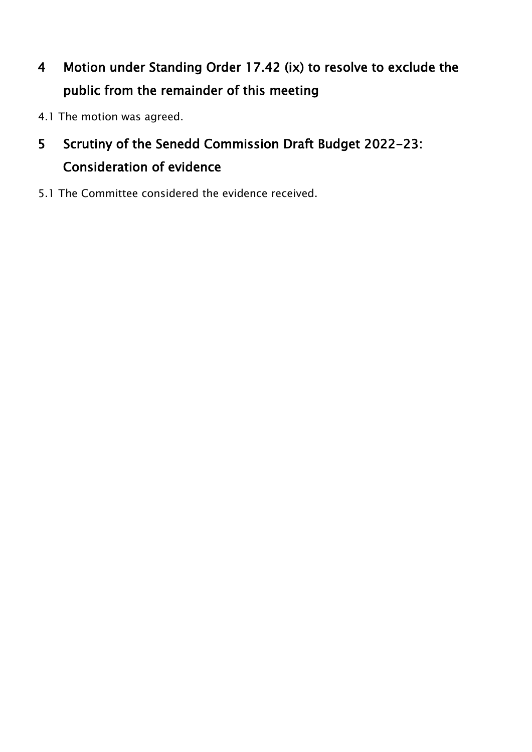## 4 Motion under Standing Order 17.42 (ix) to resolve to exclude the public from the remainder of this meeting

4.1 The motion was agreed.

## 5 Scrutiny of the Senedd Commission Draft Budget 2022-23: Consideration of evidence

5.1 The Committee considered the evidence received.